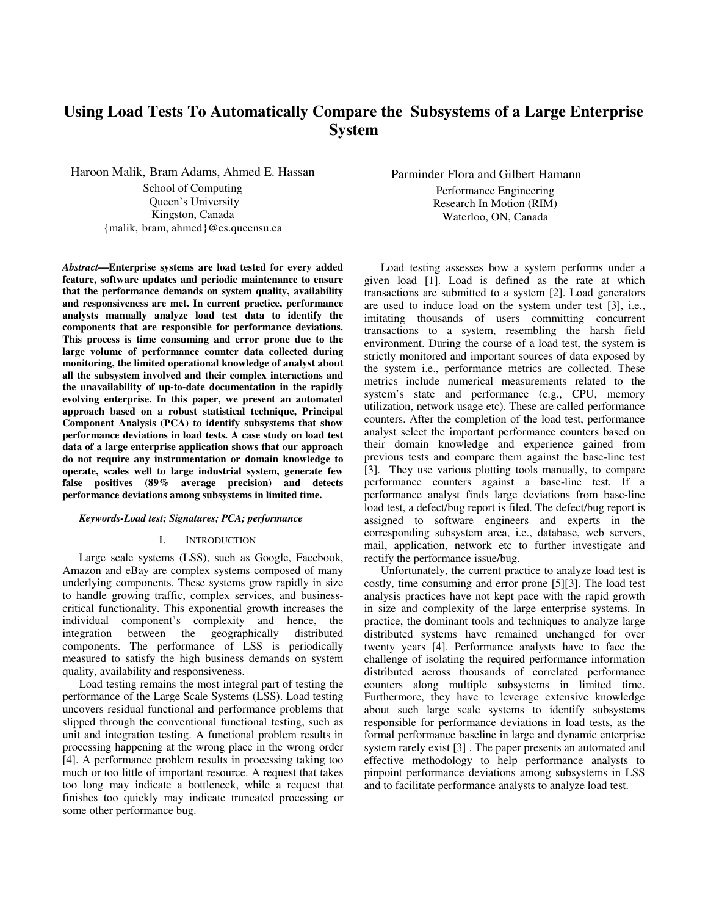# Using Load Tests To Automatically Compare the Subsystems of a Large Enterprise System

Haroon Malik, Bram Adams, Ahmed E. Hassan
School of Computing
Queen's University
Kingston, Canada
{malik, bram, ahmed}@cs.queensu.ca

Parminder Flora and Gilbert Hamann
Performance Engineering
Research In Motion (RIM)
Waterloo, ON, Canada

***Abstract*—Enterprise systems are load tested for every added feature, software updates and periodic maintenance to ensure that the performance demands on system quality, availability and responsiveness are met. In current practice, performance analysts manually analyze load test data to identify the components that are responsible for performance deviations. This process is time consuming and error prone due to the large volume of performance counter data collected during monitoring, the limited operational knowledge of analyst about all the subsystem involved and their complex interactions and the unavailability of up-to-date documentation in the rapidly evolving enterprise. In this paper, we present an automated approach based on a robust statistical technique, Principal Component Analysis (PCA) to identify subsystems that show performance deviations in load tests. A case study on load test data of a large enterprise application shows that our approach do not require any instrumentation or domain knowledge to operate, scales well to large industrial system, generate few false positives (89% average precision) and detects performance deviations among subsystems in limited time.**

***Keywords-Load test; Signatures; PCA; performance***

## I. INTRODUCTION

Large scale systems (LSS), such as Google, Facebook, Amazon and eBay are complex systems composed of many underlying components. These systems grow rapidly in size to handle growing traffic, complex services, and business-critical functionality. This exponential growth increases the individual component's complexity and hence, the integration between the geographically distributed components. The performance of LSS is periodically measured to satisfy the high business demands on system quality, availability and responsiveness.

Load testing remains the most integral part of testing the performance of the Large Scale Systems (LSS). Load testing uncovers residual functional and performance problems that slipped through the conventional functional testing, such as unit and integration testing. A functional problem results in processing happening at the wrong place in the wrong order [4]. A performance problem results in processing taking too much or too little of important resource. A request that takes too long may indicate a bottleneck, while a request that finishes too quickly may indicate truncated processing or some other performance bug.

Load testing assesses how a system performs under a given load [1]. Load is defined as the rate at which transactions are submitted to a system [2]. Load generators are used to induce load on the system under test [3], i.e., imitating thousands of users committing concurrent transactions to a system, resembling the harsh field environment. During the course of a load test, the system is strictly monitored and important sources of data exposed by the system i.e., performance metrics are collected. These metrics include numerical measurements related to the system's state and performance (e.g., CPU, memory utilization, network usage etc). These are called performance counters. After the completion of the load test, performance analyst select the important performance counters based on their domain knowledge and experience gained from previous tests and compare them against the base-line test [3]. They use various plotting tools manually, to compare performance counters against a base-line test. If a performance analyst finds large deviations from base-line load test, a defect/bug report is filed. The defect/bug report is assigned to software engineers and experts in the corresponding subsystem area, i.e., database, web servers, mail, application, network etc to further investigate and rectify the performance issue/bug.

Unfortunately, the current practice to analyze load test is costly, time consuming and error prone [5][3]. The load test analysis practices have not kept pace with the rapid growth in size and complexity of the large enterprise systems. In practice, the dominant tools and techniques to analyze large distributed systems have remained unchanged for over twenty years [4]. Performance analysts have to face the challenge of isolating the required performance information distributed across thousands of correlated performance counters along multiple subsystems in limited time. Furthermore, they have to leverage extensive knowledge about such large scale systems to identify subsystems responsible for performance deviations in load tests, as the formal performance baseline in large and dynamic enterprise system rarely exist [3] . The paper presents an automated and effective methodology to help performance analysts to pinpoint performance deviations among subsystems in LSS and to facilitate performance analysts to analyze load test.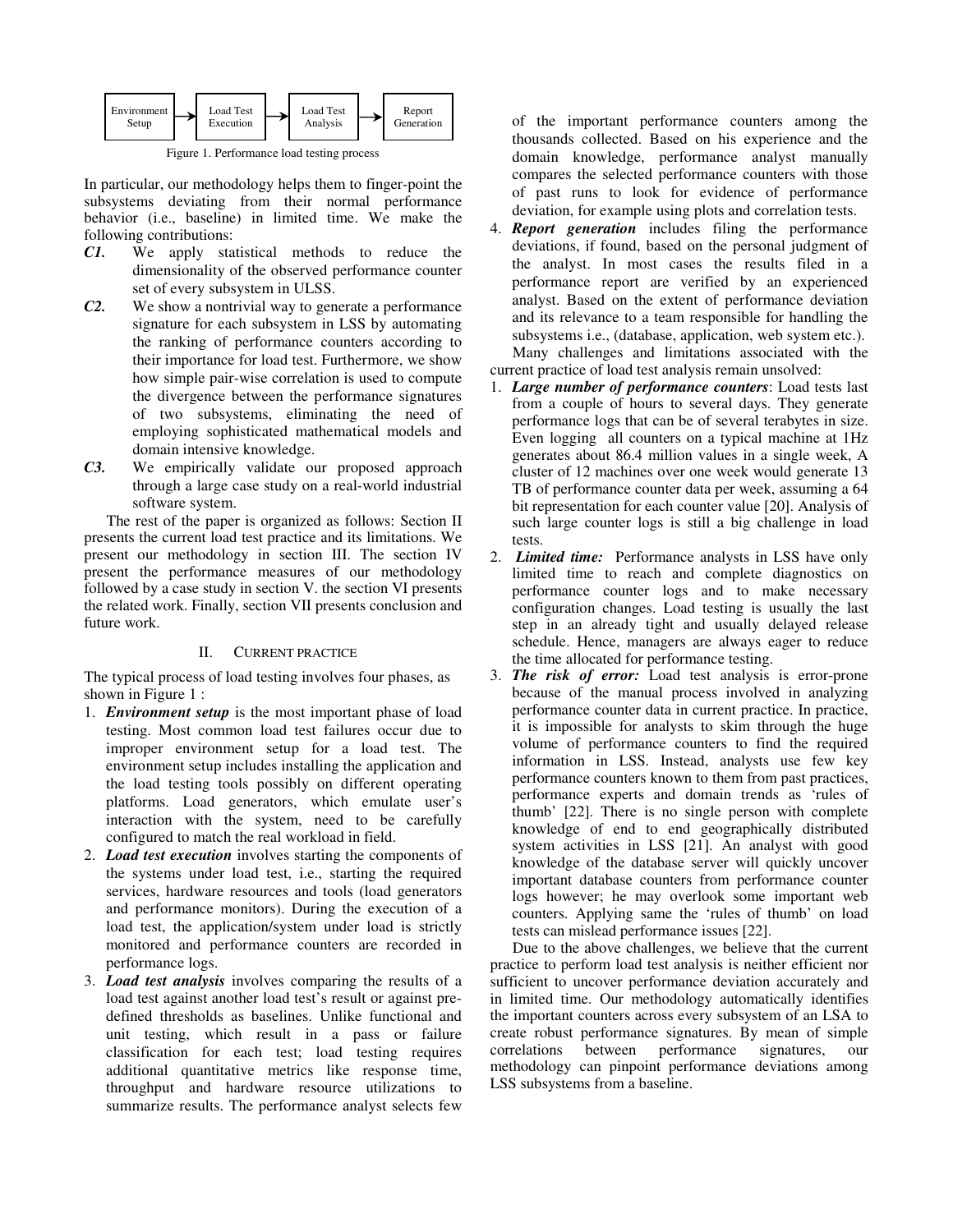Environment Setup → Load Test Execution → Load Test Analysis → Report Generation

Figure 1. Performance load testing process

In particular, our methodology helps them to finger-point the subsystems deviating from their normal performance behavior (i.e., baseline) in limited time. We make the following contributions:

***C1.*** We apply statistical methods to reduce the dimensionality of the observed performance counter set of every subsystem in ULSS.

***C2.*** We show a nontrivial way to generate a performance signature for each subsystem in LSS by automating the ranking of performance counters according to their importance for load test. Furthermore, we show how simple pair-wise correlation is used to compute the divergence between the performance signatures of two subsystems, eliminating the need of employing sophisticated mathematical models and domain intensive knowledge.

***C3.*** We empirically validate our proposed approach through a large case study on a real-world industrial software system.

The rest of the paper is organized as follows: Section II presents the current load test practice and its limitations. We present our methodology in section III. The section IV present the performance measures of our methodology followed by a case study in section V. the section VI presents the related work. Finally, section VII presents conclusion and future work.

## II. CURRENT PRACTICE

The typical process of load testing involves four phases, as shown in Figure 1 :

1. ***Environment setup*** is the most important phase of load testing. Most common load test failures occur due to improper environment setup for a load test. The environment setup includes installing the application and the load testing tools possibly on different operating platforms. Load generators, which emulate user's interaction with the system, need to be carefully configured to match the real workload in field.
2. ***Load test execution*** involves starting the components of the systems under load test, i.e., starting the required services, hardware resources and tools (load generators and performance monitors). During the execution of a load test, the application/system under load is strictly monitored and performance counters are recorded in performance logs.
3. ***Load test analysis*** involves comparing the results of a load test against another load test's result or against pre-defined thresholds as baselines. Unlike functional and unit testing, which result in a pass or failure classification for each test; load testing requires additional quantitative metrics like response time, throughput and hardware resource utilizations to summarize results. The performance analyst selects few of the important performance counters among the thousands collected. Based on his experience and the domain knowledge, performance analyst manually compares the selected performance counters with those of past runs to look for evidence of performance deviation, for example using plots and correlation tests.
4. ***Report generation*** includes filing the performance deviations, if found, based on the personal judgment of the analyst. In most cases the results filed in a performance report are verified by an experienced analyst. Based on the extent of performance deviation and its relevance to a team responsible for handling the subsystems i.e., (database, application, web system etc.).

Many challenges and limitations associated with the current practice of load test analysis remain unsolved:

1. ***Large number of performance counters***: Load tests last from a couple of hours to several days. They generate performance logs that can be of several terabytes in size. Even logging all counters on a typical machine at 1Hz generates about 86.4 million values in a single week, A cluster of 12 machines over one week would generate 13 TB of performance counter data per week, assuming a 64 bit representation for each counter value [20]. Analysis of such large counter logs is still a big challenge in load tests.
2. ***Limited time:*** Performance analysts in LSS have only limited time to reach and complete diagnostics on performance counter logs and to make necessary configuration changes. Load testing is usually the last step in an already tight and usually delayed release schedule. Hence, managers are always eager to reduce the time allocated for performance testing.
3. ***The risk of error:*** Load test analysis is error-prone because of the manual process involved in analyzing performance counter data in current practice. In practice, it is impossible for analysts to skim through the huge volume of performance counters to find the required information in LSS. Instead, analysts use few key performance counters known to them from past practices, performance experts and domain trends as 'rules of thumb' [22]. There is no single person with complete knowledge of end to end geographically distributed system activities in LSS [21]. An analyst with good knowledge of the database server will quickly uncover important database counters from performance counter logs however; he may overlook some important web counters. Applying same the 'rules of thumb' on load tests can mislead performance issues [22].

Due to the above challenges, we believe that the current practice to perform load test analysis is neither efficient nor sufficient to uncover performance deviation accurately and in limited time. Our methodology automatically identifies the important counters across every subsystem of an LSA to create robust performance signatures. By mean of simple correlations between performance signatures, our methodology can pinpoint performance deviations among LSS subsystems from a baseline.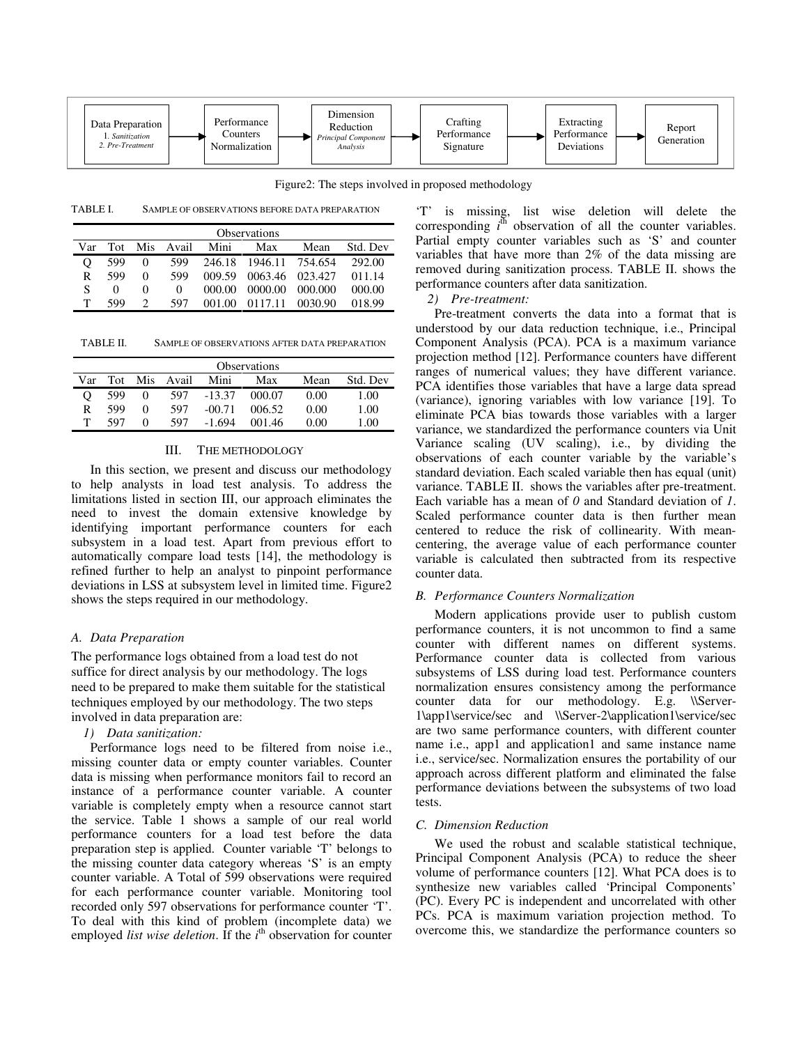Data Preparation
1. *Sanitization*
2. *Pre-Treatment*

Performance Counters Normalization

Dimension Reduction
*Principal Component Analysis*

Crafting Performance Signature

Extracting Performance Deviations

Report Generation

Figure2: The steps involved in proposed methodology

TABLE I. SAMPLE OF OBSERVATIONS BEFORE DATA PREPARATION

| Observations | | | | | | | |
|---|---|---|---|---|---|---|---|
| Var | Tot | Mis | Avail | Mini | Max | Mean | Std. Dev |
| Q | 599 | 0 | 599 | 246.18 | 1946.11 | 754.654 | 292.00 |
| R | 599 | 0 | 599 | 009.59 | 0063.46 | 023.427 | 011.14 |
| S | 0 | 0 | 0 | 000.00 | 0000.00 | 000.000 | 000.00 |
| T | 599 | 2 | 597 | 001.00 | 0117.11 | 0030.90 | 018.99 |

TABLE II. SAMPLE OF OBSERVATIONS AFTER DATA PREPARATION

| Observations | | | | | | | |
|---|---|---|---|---|---|---|---|
| Var | Tot | Mis | Avail | Mini | Max | Mean | Std. Dev |
| Q | 599 | 0 | 597 | -13.37 | 000.07 | 0.00 | 1.00 |
| R | 599 | 0 | 597 | -00.71 | 006.52 | 0.00 | 1.00 |
| T | 597 | 0 | 597 | -1.694 | 001.46 | 0.00 | 1.00 |

## III. THE METHODOLOGY

In this section, we present and discuss our methodology to help analysts in load test analysis. To address the limitations listed in section III, our approach eliminates the need to invest the domain extensive knowledge by identifying important performance counters for each subsystem in a load test. Apart from previous effort to automatically compare load tests [14], the methodology is refined further to help an analyst to pinpoint performance deviations in LSS at subsystem level in limited time. Figure2 shows the steps required in our methodology.

### A. Data Preparation

The performance logs obtained from a load test do not suffice for direct analysis by our methodology. The logs need to be prepared to make them suitable for the statistical techniques employed by our methodology. The two steps involved in data preparation are:

*1) Data sanitization:*

Performance logs need to be filtered from noise i.e., missing counter data or empty counter variables. Counter data is missing when performance monitors fail to record an instance of a performance counter variable. A counter variable is completely empty when a resource cannot start the service. Table 1 shows a sample of our real world performance counters for a load test before the data preparation step is applied. Counter variable 'T' belongs to the missing counter data category whereas 'S' is an empty counter variable. A Total of 599 observations were required for each performance counter variable. Monitoring tool recorded only 597 observations for performance counter 'T'. To deal with this kind of problem (incomplete data) we employed *list wise deletion*. If the $i^{th}$ observation for counter 'T' is missing, list wise deletion will delete the corresponding $i^{th}$ observation of all the counter variables. Partial empty counter variables such as 'S' and counter variables that have more than 2% of the data missing are removed during sanitization process. TABLE II. shows the performance counters after data sanitization.

*2) Pre-treatment:*

Pre-treatment converts the data into a format that is understood by our data reduction technique, i.e., Principal Component Analysis (PCA). PCA is a maximum variance projection method [12]. Performance counters have different ranges of numerical values; they have different variance. PCA identifies those variables that have a large data spread (variance), ignoring variables with low variance [19]. To eliminate PCA bias towards those variables with a larger variance, we standardized the performance counters via Unit Variance scaling (UV scaling), i.e., by dividing the observations of each counter variable by the variable's standard deviation. Each scaled variable then has equal (unit) variance. TABLE II. shows the variables after pre-treatment. Each variable has a mean of *0* and Standard deviation of *1*. Scaled performance counter data is then further mean centered to reduce the risk of collinearity. With mean-centering, the average value of each performance counter variable is calculated then subtracted from its respective counter data.

### B. Performance Counters Normalization

Modern applications provide user to publish custom performance counters, it is not uncommon to find a same counter with different names on different systems. Performance counter data is collected from various subsystems of LSS during load test. Performance counters normalization ensures consistency among the performance counter data for our methodology. E.g. \\Server-1\app1\service/sec and \\Server-2\application1\service/sec are two same performance counters, with different counter name i.e., app1 and application1 and same instance name i.e., service/sec. Normalization ensures the portability of our approach across different platform and eliminated the false performance deviations between the subsystems of two load tests.

### C. Dimension Reduction

We used the robust and scalable statistical technique, Principal Component Analysis (PCA) to reduce the sheer volume of performance counters [12]. What PCA does is to synthesize new variables called 'Principal Components' (PC). Every PC is independent and uncorrelated with other PCs. PCA is maximum variation projection method. To overcome this, we standardize the performance counters so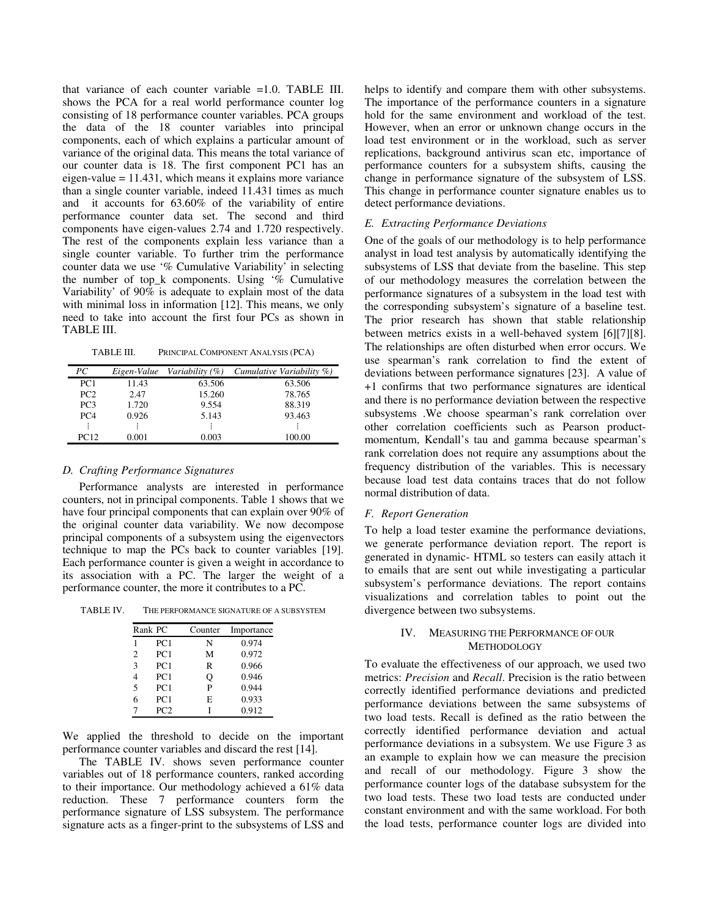that variance of each counter variable =1.0. TABLE III. shows the PCA for a real world performance counter log consisting of 18 performance counter variables. PCA groups the data of the 18 counter variables into principal components, each of which explains a particular amount of variance of the original data. This means the total variance of our counter data is 18. The first component PC1 has an eigen-value = 11.431, which means it explains more variance than a single counter variable, indeed 11.431 times as much and it accounts for 63.60% of the variability of entire performance counter data set. The second and third components have eigen-values 2.74 and 1.720 respectively. The rest of the components explain less variance than a single counter variable. To further trim the performance counter data we use '% Cumulative Variability' in selecting the number of top_k components. Using '% Cumulative Variability' of 90% is adequate to explain most of the data with minimal loss in information [12]. This means, we only need to take into account the first four PCs as shown in TABLE III.

TABLE III. PRINCIPAL COMPONENT ANALYSIS (PCA)

| *PC* | *Eigen-Value* | *Variability (%)* | *Cumulative Variability %)* |
|---|---|---|---|
| PC1 | 11.43 | 63.506 | 63.506 |
| PC2 | 2.47 | 15.260 | 78.765 |
| PC3 | 1.720 | 9.554 | 88.319 |
| PC4 | 0.926 | 5.143 | 93.463 |
| ⋮ | ⋮ | ⋮ | ⋮ |
| PC12 | 0.001 | 0.003 | 100.00 |

### *D. Crafting Performance Signatures*

Performance analysts are interested in performance counters, not in principal components. Table 1 shows that we have four principal components that can explain over 90% of the original counter data variability. We now decompose principal components of a subsystem using the eigenvectors technique to map the PCs back to counter variables [19]. Each performance counter is given a weight in accordance to its association with a PC. The larger the weight of a performance counter, the more it contributes to a PC.

TABLE IV. THE PERFORMANCE SIGNATURE OF A SUBSYSTEM

| Rank | PC | Counter | Importance |
|---|---|---|---|
| 1 | PC1 | N | 0.974 |
| 2 | PC1 | M | 0.972 |
| 3 | PC1 | R | 0.966 |
| 4 | PC1 | Q | 0.946 |
| 5 | PC1 | P | 0.944 |
| 6 | PC1 | E | 0.933 |
| 7 | PC2 | I | 0.912 |

We applied the threshold to decide on the important performance counter variables and discard the rest [14].

The TABLE IV. shows seven performance counter variables out of 18 performance counters, ranked according to their importance. Our methodology achieved a 61% data reduction. These 7 performance counters form the performance signature of LSS subsystem. The performance signature acts as a finger-print to the subsystems of LSS and helps to identify and compare them with other subsystems. The importance of the performance counters in a signature hold for the same environment and workload of the test. However, when an error or unknown change occurs in the load test environment or in the workload, such as server replications, background antivirus scan etc, importance of performance counters for a subsystem shifts, causing the change in performance signature of the subsystem of LSS. This change in performance counter signature enables us to detect performance deviations.

### *E. Extracting Performance Deviations*

One of the goals of our methodology is to help performance analyst in load test analysis by automatically identifying the subsystems of LSS that deviate from the baseline. This step of our methodology measures the correlation between the performance signatures of a subsystem in the load test with the corresponding subsystem's signature of a baseline test. The prior research has shown that stable relationship between metrics exists in a well-behaved system [6][7][8]. The relationships are often disturbed when error occurs. We use spearman's rank correlation to find the extent of deviations between performance signatures [23]. A value of +1 confirms that two performance signatures are identical and there is no performance deviation between the respective subsystems .We choose spearman's rank correlation over other correlation coefficients such as Pearson product-momentum, Kendall's tau and gamma because spearman's rank correlation does not require any assumptions about the frequency distribution of the variables. This is necessary because load test data contains traces that do not follow normal distribution of data.

### *F. Report Generation*

To help a load tester examine the performance deviations, we generate performance deviation report. The report is generated in dynamic- HTML so testers can easily attach it to emails that are sent out while investigating a particular subsystem's performance deviations. The report contains visualizations and correlation tables to point out the divergence between two subsystems.

## IV. MEASURING THE PERFORMANCE OF OUR METHODOLOGY

To evaluate the effectiveness of our approach, we used two metrics: *Precision* and *Recall*. Precision is the ratio between correctly identified performance deviations and predicted performance deviations between the same subsystems of two load tests. Recall is defined as the ratio between the correctly identified performance deviation and actual performance deviations in a subsystem. We use Figure 3 as an example to explain how we can measure the precision and recall of our methodology. Figure 3 show the performance counter logs of the database subsystem for the two load tests. These two load tests are conducted under constant environment and with the same workload. For both the load tests, performance counter logs are divided into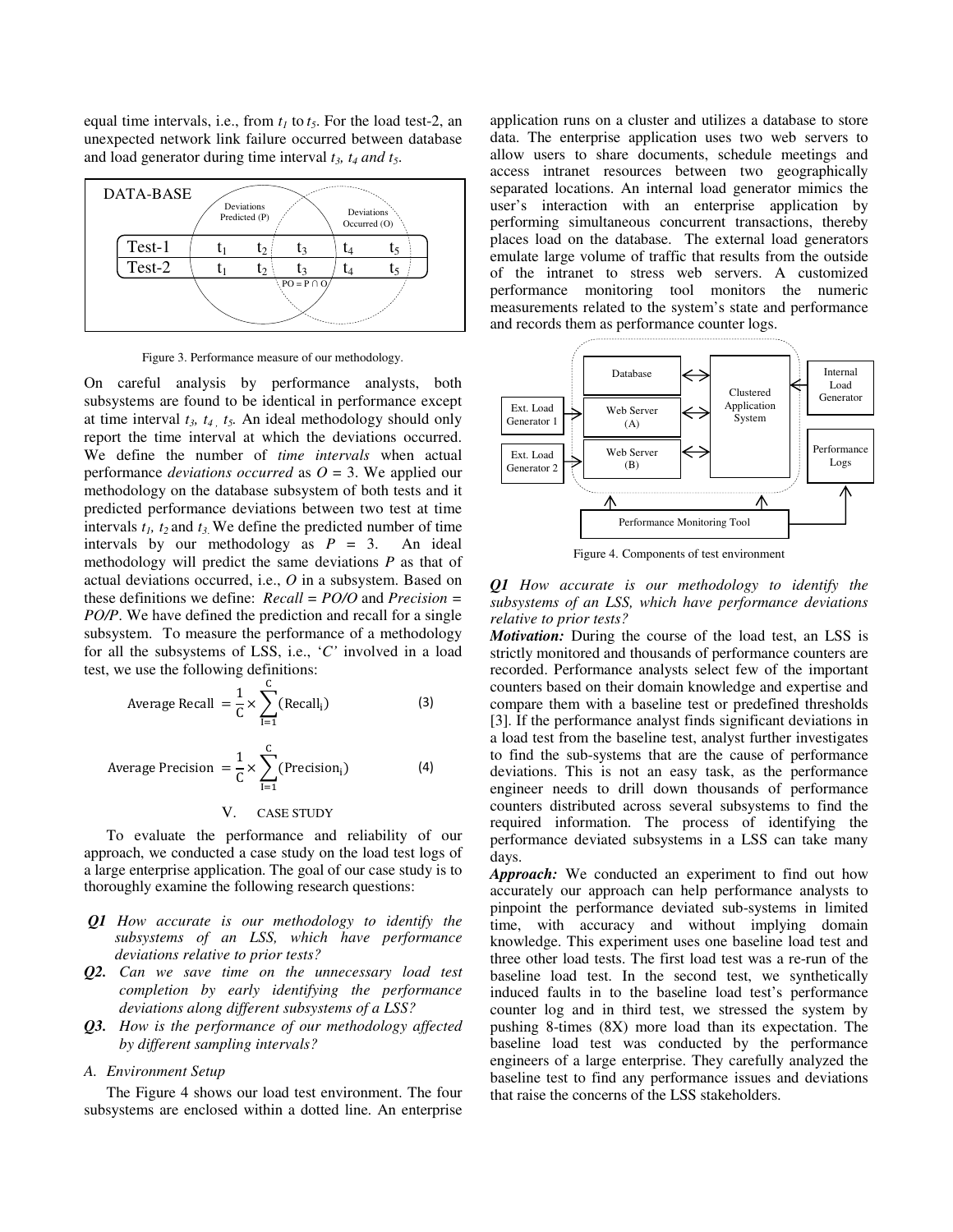equal time intervals, i.e., from $t_1$ to $t_5$. For the load test-2, an unexpected network link failure occurred between database and load generator during time interval $t_3$, $t_4$ and $t_5$.

DATA-BASE

Deviations Predicted (P)

Deviations Occurred (O)

Test-1 $t_1$ $t_2$ $t_3$ $t_4$ $t_5$

Test-2 $t_1$ $t_2$ $t_3$ $t_4$ $t_5$

PO = P ∩ O

Figure 3. Performance measure of our methodology.

On careful analysis by performance analysts, both subsystems are found to be identical in performance except at time interval $t_3$, $t_4$, $t_5$. An ideal methodology should only report the time interval at which the deviations occurred. We define the number of *time intervals* when actual performance *deviations occurred* as $O = 3$. We applied our methodology on the database subsystem of both tests and it predicted performance deviations between two test at time intervals $t_1$, $t_2$ and $t_3$. We define the predicted number of time intervals by our methodology as $P = 3$. An ideal methodology will predict the same deviations $P$ as that of actual deviations occurred, i.e., $O$ in a subsystem. Based on these definitions we define: *Recall = PO/O* and *Precision = PO/P*. We have defined the prediction and recall for a single subsystem. To measure the performance of a methodology for all the subsystems of LSS, i.e., '*C*' involved in a load test, we use the following definitions:

$$\text{Average Recall} = \frac{1}{C} \times \sum_{I=1}^{C} (\text{Recall}_i) \tag{3}$$

$$\text{Average Precision} = \frac{1}{C} \times \sum_{I=1}^{C} (\text{Precision}_i) \tag{4}$$

## V. CASE STUDY

To evaluate the performance and reliability of our approach, we conducted a case study on the load test logs of a large enterprise application. The goal of our case study is to thoroughly examine the following research questions:

- ***Q1*** *How accurate is our methodology to identify the subsystems of an LSS, which have performance deviations relative to prior tests?*
- ***Q2.*** *Can we save time on the unnecessary load test completion by early identifying the performance deviations along different subsystems of a LSS?*
- ***Q3.*** *How is the performance of our methodology affected by different sampling intervals?*

### *A. Environment Setup*

The Figure 4 shows our load test environment. The four subsystems are enclosed within a dotted line. An enterprise application runs on a cluster and utilizes a database to store data. The enterprise application uses two web servers to allow users to share documents, schedule meetings and access intranet resources between two geographically separated locations. An internal load generator mimics the user's interaction with an enterprise application by performing simultaneous concurrent transactions, thereby places load on the database. The external load generators emulate large volume of traffic that results from the outside of the intranet to stress web servers. A customized performance monitoring tool monitors the numeric measurements related to the system's state and performance and records them as performance counter logs.

Database

Ext. Load Generator 1

Web Server (A)

Ext. Load Generator 2

Web Server (B)

Clustered Application System

Internal Load Generator

Performance Logs

Performance Monitoring Tool

Figure 4. Components of test environment

***Q1*** *How accurate is our methodology to identify the subsystems of an LSS, which have performance deviations relative to prior tests?*

***Motivation:*** During the course of the load test, an LSS is strictly monitored and thousands of performance counters are recorded. Performance analysts select few of the important counters based on their domain knowledge and expertise and compare them with a baseline test or predefined thresholds [3]. If the performance analyst finds significant deviations in a load test from the baseline test, analyst further investigates to find the sub-systems that are the cause of performance deviations. This is not an easy task, as the performance engineer needs to drill down thousands of performance counters distributed across several subsystems to find the required information. The process of identifying the performance deviated subsystems in a LSS can take many days.

***Approach:*** We conducted an experiment to find out how accurately our approach can help performance analysts to pinpoint the performance deviated sub-systems in limited time, with accuracy and without implying domain knowledge. This experiment uses one baseline load test and three other load tests. The first load test was a re-run of the baseline load test. In the second test, we synthetically induced faults in to the baseline load test's performance counter log and in third test, we stressed the system by pushing 8-times (8X) more load than its expectation. The baseline load test was conducted by the performance engineers of a large enterprise. They carefully analyzed the baseline test to find any performance issues and deviations that raise the concerns of the LSS stakeholders.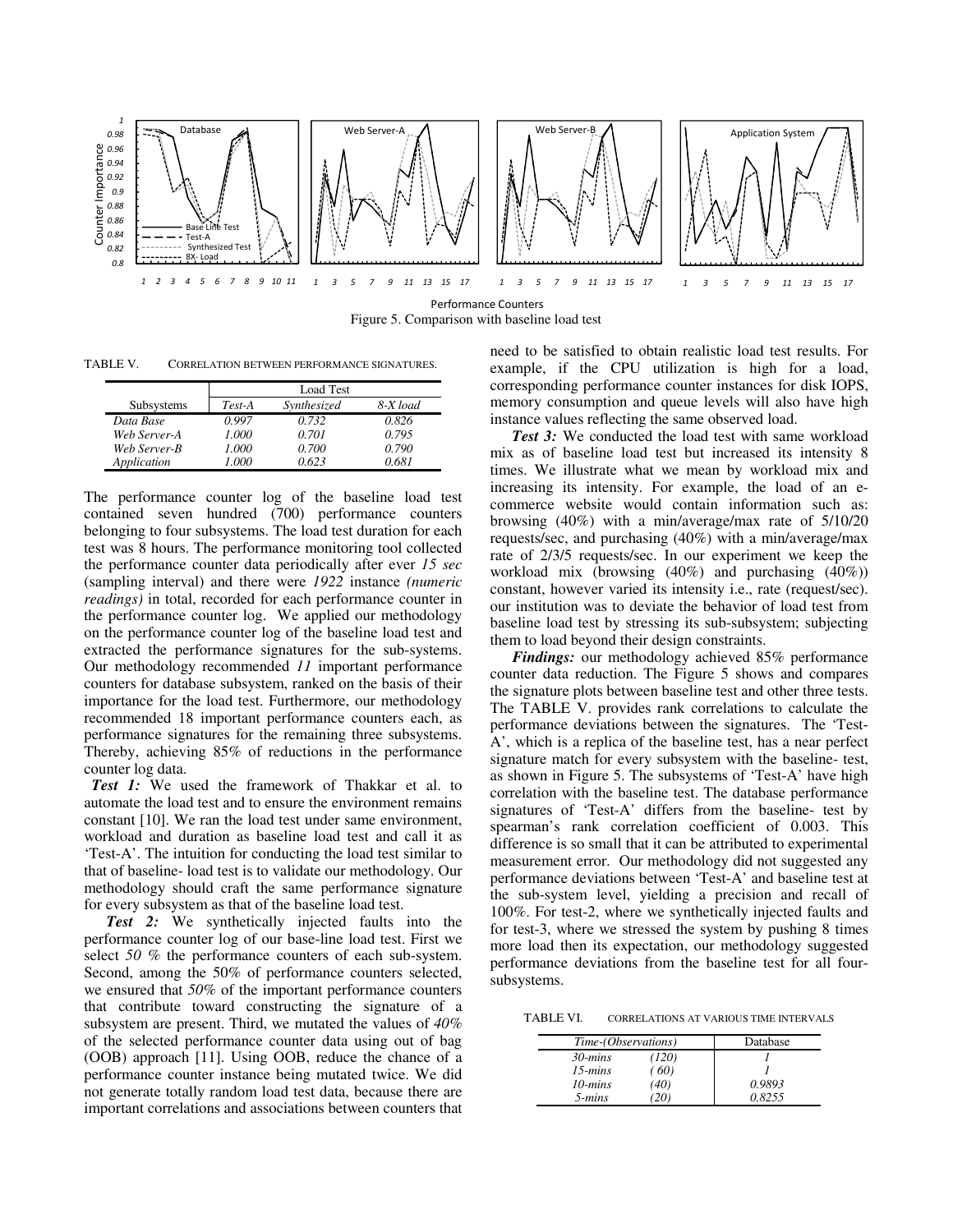Figure 5. Comparison with baseline load test

TABLE V. CORRELATION BETWEEN PERFORMANCE SIGNATURES.

| Subsystems | Load Test | | |
|---|---|---|---|
| | *Test-A* | *Synthesized* | *8-X load* |
| *Data Base* | *0.997* | *0.732* | *0.826* |
| *Web Server-A* | *1.000* | *0.701* | *0.795* |
| *Web Server-B* | *1.000* | *0.700* | *0.790* |
| *Application* | *1.000* | *0.623* | *0.681* |

The performance counter log of the baseline load test contained seven hundred (700) performance counters belonging to four subsystems. The load test duration for each test was 8 hours. The performance monitoring tool collected the performance counter data periodically after ever *15 sec* (sampling interval) and there were *1922* instance *(numeric readings)* in total, recorded for each performance counter in the performance counter log. We applied our methodology on the performance counter log of the baseline load test and extracted the performance signatures for the sub-systems. Our methodology recommended *11* important performance counters for database subsystem, ranked on the basis of their importance for the load test. Furthermore, our methodology recommended 18 important performance counters each, as performance signatures for the remaining three subsystems. Thereby, achieving 85% of reductions in the performance counter log data.

***Test 1:*** We used the framework of Thakkar et al. to automate the load test and to ensure the environment remains constant [10]. We ran the load test under same environment, workload and duration as baseline load test and call it as 'Test-A'. The intuition for conducting the load test similar to that of baseline- load test is to validate our methodology. Our methodology should craft the same performance signature for every subsystem as that of the baseline load test.

***Test 2:*** We synthetically injected faults into the performance counter log of our base-line load test. First we select *50 %* the performance counters of each sub-system. Second, among the 50% of performance counters selected, we ensured that *50%* of the important performance counters that contribute toward constructing the signature of a subsystem are present. Third, we mutated the values of *40%* of the selected performance counter data using out of bag (OOB) approach [11]. Using OOB, reduce the chance of a performance counter instance being mutated twice. We did not generate totally random load test data, because there are important correlations and associations between counters that need to be satisfied to obtain realistic load test results. For example, if the CPU utilization is high for a load, corresponding performance counter instances for disk IOPS, memory consumption and queue levels will also have high instance values reflecting the same observed load.

***Test 3:*** We conducted the load test with same workload mix as of baseline load test but increased its intensity 8 times. We illustrate what we mean by workload mix and increasing its intensity. For example, the load of an e-commerce website would contain information such as: browsing (40%) with a min/average/max rate of 5/10/20 requests/sec, and purchasing (40%) with a min/average/max rate of 2/3/5 requests/sec. In our experiment we keep the workload mix (browsing (40%) and purchasing (40%)) constant, however varied its intensity i.e., rate (request/sec). our institution was to deviate the behavior of load test from baseline load test by stressing its sub-subsystem; subjecting them to load beyond their design constraints.

***Findings:*** our methodology achieved 85% performance counter data reduction. The Figure 5 shows and compares the signature plots between baseline test and other three tests. The TABLE V. provides rank correlations to calculate the performance deviations between the signatures. The 'Test-A', which is a replica of the baseline test, has a near perfect signature match for every subsystem with the baseline- test, as shown in Figure 5. The subsystems of 'Test-A' have high correlation with the baseline test. The database performance signatures of 'Test-A' differs from the baseline- test by spearman's rank correlation coefficient of 0.003. This difference is so small that it can be attributed to experimental measurement error. Our methodology did not suggested any performance deviations between 'Test-A' and baseline test at the sub-system level, yielding a precision and recall of 100%. For test-2, where we synthetically injected faults and for test-3, where we stressed the system by pushing 8 times more load then its expectation, our methodology suggested performance deviations from the baseline test for all four-subsystems.

TABLE VI. CORRELATIONS AT VARIOUS TIME INTERVALS

| *Time-(Observations)* | | Database |
|---|---|---|
| *30-mins* | *(120)* | *1* |
| *15-mins* | *( 60)* | *1* |
| *10-mins* | *(40)* | *0.9893* |
| *5-mins* | *(20)* | *0.8255* |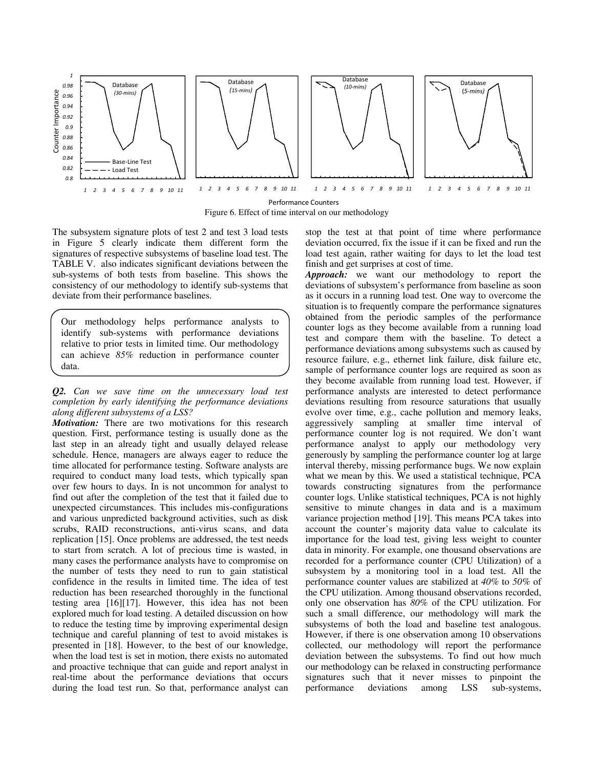1
0.98
0.96
0.94
0.92
0.9
0.88
0.86
0.84
0.82
0.8

Counter Importance

Database (30-mins)

Database (15-mins)

Database (10-mins)

Database (5-mins)

Base-Line Test
Load Test

1 2 3 4 5 6 7 8 9 10 11

Performance Counters

Figure 6. Effect of time interval on our methodology

The subsystem signature plots of test 2 and test 3 load tests in Figure 5 clearly indicate them different form the signatures of respective subsystems of baseline load test. The TABLE V. also indicates significant deviations between the sub-systems of both tests from baseline. This shows the consistency of our methodology to identify sub-systems that deviate from their performance baselines.

> Our methodology helps performance analysts to identify sub-systems with performance deviations relative to prior tests in limited time. Our methodology can achieve *85%* reduction in performance counter data.

***Q2.*** *Can we save time on the unnecessary load test completion by early identifying the performance deviations along different subsystems of a LSS?*

***Motivation:*** There are two motivations for this research question. First, performance testing is usually done as the last step in an already tight and usually delayed release schedule. Hence, managers are always eager to reduce the time allocated for performance testing. Software analysts are required to conduct many load tests, which typically span over few hours to days. In is not uncommon for analyst to find out after the completion of the test that it failed due to unexpected circumstances. This includes mis-configurations and various unpredicted background activities, such as disk scrubs, RAID reconstructions, anti-virus scans, and data replication [15]. Once problems are addressed, the test needs to start from scratch. A lot of precious time is wasted, in many cases the performance analysts have to compromise on the number of tests they need to run to gain statistical confidence in the results in limited time. The idea of test reduction has been researched thoroughly in the functional testing area [16][17]. However, this idea has not been explored much for load testing. A detailed discussion on how to reduce the testing time by improving experimental design technique and careful planning of test to avoid mistakes is presented in [18]. However, to the best of our knowledge, when the load test is set in motion, there exists no automated and proactive technique that can guide and report analyst in real-time about the performance deviations that occurs during the load test run. So that, performance analyst can stop the test at that point of time where performance deviation occurred, fix the issue if it can be fixed and run the load test again, rather waiting for days to let the load test finish and get surprises at cost of time.

***Approach:*** we want our methodology to report the deviations of subsystem's performance from baseline as soon as it occurs in a running load test. One way to overcome the situation is to frequently compare the performance signatures obtained from the periodic samples of the performance counter logs as they become available from a running load test and compare them with the baseline. To detect a performance deviations among subsystems such as caused by resource failure, e.g., ethernet link failure, disk failure etc, sample of performance counter logs are required as soon as they become available from running load test. However, if performance analysts are interested to detect performance deviations resulting from resource saturations that usually evolve over time, e.g., cache pollution and memory leaks, aggressively sampling at smaller time interval of performance counter log is not required. We don't want performance analyst to apply our methodology very generously by sampling the performance counter log at large interval thereby, missing performance bugs. We now explain what we mean by this. We used a statistical technique, PCA towards constructing signatures from the performance counter logs. Unlike statistical techniques, PCA is not highly sensitive to minute changes in data and is a maximum variance projection method [19]. This means PCA takes into account the counter's majority data value to calculate its importance for the load test, giving less weight to counter data in minority. For example, one thousand observations are recorded for a performance counter (CPU Utilization) of a subsystem by a monitoring tool in a load test. All the performance counter values are stabilized at *40%* to *50%* of the CPU utilization. Among thousand observations recorded, only one observation has *80%* of the CPU utilization. For such a small difference, our methodology will mark the subsystems of both the load and baseline test analogous. However, if there is one observation among 10 observations collected, our methodology will report the performance deviation between the subsystems. To find out how much our methodology can be relaxed in constructing performance signatures such that it never misses to pinpoint the performance deviations among LSS sub-systems,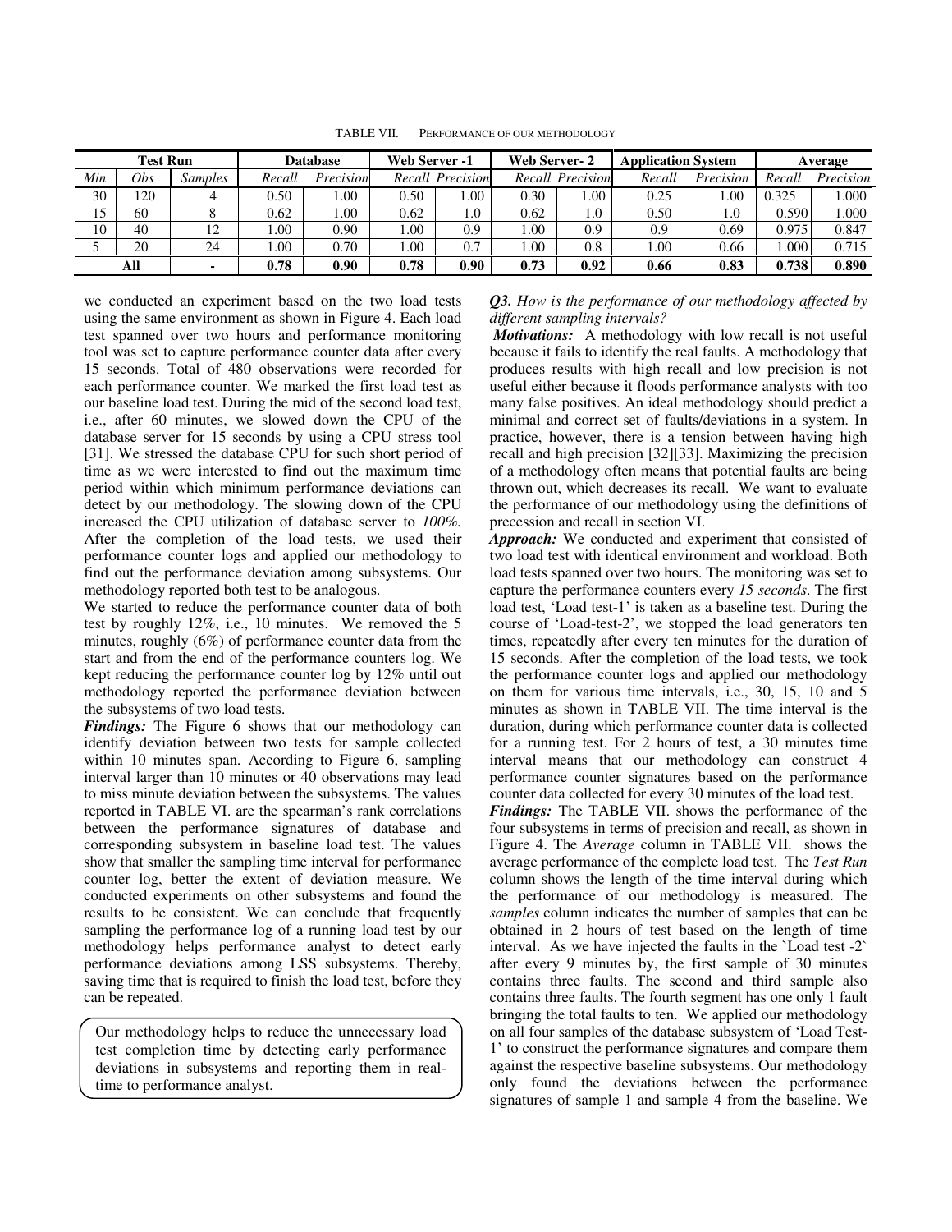TABLE VII. PERFORMANCE OF OUR METHODOLOGY

| Test Run | | | Database | | Web Server -1 | | Web Server- 2 | | Application System | | Average | |
|---|---|---|---|---|---|---|---|---|---|---|---|---|
| *Min* | *Obs* | *Samples* | *Recall* | *Precision* | *Recall* | *Precision* | *Recall* | *Precision* | *Recall* | *Precision* | *Recall* | *Precision* |
| 30 | 120 | 4 | 0.50 | 1.00 | 0.50 | 1.00 | 0.30 | 1.00 | 0.25 | 1.00 | 0.325 | 1.000 |
| 15 | 60 | 8 | 0.62 | 1.00 | 0.62 | 1.0 | 0.62 | 1.0 | 0.50 | 1.0 | 0.590 | 1.000 |
| 10 | 40 | 12 | 1.00 | 0.90 | 1.00 | 0.9 | 1.00 | 0.9 | 0.9 | 0.69 | 0.975 | 0.847 |
| 5 | 20 | 24 | 1.00 | 0.70 | 1.00 | 0.7 | 1.00 | 0.8 | 1.00 | 0.66 | 1.000 | 0.715 |
| **All** | | **-** | **0.78** | **0.90** | **0.78** | **0.90** | **0.73** | **0.92** | **0.66** | **0.83** | **0.738** | **0.890** |

we conducted an experiment based on the two load tests using the same environment as shown in Figure 4. Each load test spanned over two hours and performance monitoring tool was set to capture performance counter data after every 15 seconds. Total of 480 observations were recorded for each performance counter. We marked the first load test as our baseline load test. During the mid of the second load test, i.e., after 60 minutes, we slowed down the CPU of the database server for 15 seconds by using a CPU stress tool [31]. We stressed the database CPU for such short period of time as we were interested to find out the maximum time period within which minimum performance deviations can detect by our methodology. The slowing down of the CPU increased the CPU utilization of database server to *100%*. After the completion of the load tests, we used their performance counter logs and applied our methodology to find out the performance deviation among subsystems. Our methodology reported both test to be analogous.

We started to reduce the performance counter data of both test by roughly 12%, i.e., 10 minutes. We removed the 5 minutes, roughly (6%) of performance counter data from the start and from the end of the performance counters log. We kept reducing the performance counter log by 12% until out methodology reported the performance deviation between the subsystems of two load tests.

***Findings:*** The Figure 6 shows that our methodology can identify deviation between two tests for sample collected within 10 minutes span. According to Figure 6, sampling interval larger than 10 minutes or 40 observations may lead to miss minute deviation between the subsystems. The values reported in TABLE VI. are the spearman's rank correlations between the performance signatures of database and corresponding subsystem in baseline load test. The values show that smaller the sampling time interval for performance counter log, better the extent of deviation measure. We conducted experiments on other subsystems and found the results to be consistent. We can conclude that frequently sampling the performance log of a running load test by our methodology helps performance analyst to detect early performance deviations among LSS subsystems. Thereby, saving time that is required to finish the load test, before they can be repeated.

> Our methodology helps to reduce the unnecessary load test completion time by detecting early performance deviations in subsystems and reporting them in real-time to performance analyst.

***Q3.*** ***How is the performance of our methodology affected by different sampling intervals?***

***Motivations:*** A methodology with low recall is not useful because it fails to identify the real faults. A methodology that produces results with high recall and low precision is not useful either because it floods performance analysts with too many false positives. An ideal methodology should predict a minimal and correct set of faults/deviations in a system. In practice, however, there is a tension between having high recall and high precision [32][33]. Maximizing the precision of a methodology often means that potential faults are being thrown out, which decreases its recall. We want to evaluate the performance of our methodology using the definitions of precession and recall in section VI.

***Approach:*** We conducted and experiment that consisted of two load test with identical environment and workload. Both load tests spanned over two hours. The monitoring was set to capture the performance counters every *15 seconds*. The first load test, 'Load test-1' is taken as a baseline test. During the course of 'Load-test-2', we stopped the load generators ten times, repeatedly after every ten minutes for the duration of 15 seconds. After the completion of the load tests, we took the performance counter logs and applied our methodology on them for various time intervals, i.e., 30, 15, 10 and 5 minutes as shown in TABLE VII. The time interval is the duration, during which performance counter data is collected for a running test. For 2 hours of test, a 30 minutes time interval means that our methodology can construct 4 performance counter signatures based on the performance counter data collected for every 30 minutes of the load test.

***Findings:*** The TABLE VII. shows the performance of the four subsystems in terms of precision and recall, as shown in Figure 4. The *Average* column in TABLE VII. shows the average performance of the complete load test. The *Test Run* column shows the length of the time interval during which the performance of our methodology is measured. The *samples* column indicates the number of samples that can be obtained in 2 hours of test based on the length of time interval. As we have injected the faults in the `Load test -2` after every 9 minutes by, the first sample of 30 minutes contains three faults. The second and third sample also contains three faults. The fourth segment has one only 1 fault bringing the total faults to ten. We applied our methodology on all four samples of the database subsystem of 'Load Test-1' to construct the performance signatures and compare them against the respective baseline subsystems. Our methodology only found the deviations between the performance signatures of sample 1 and sample 4 from the baseline. We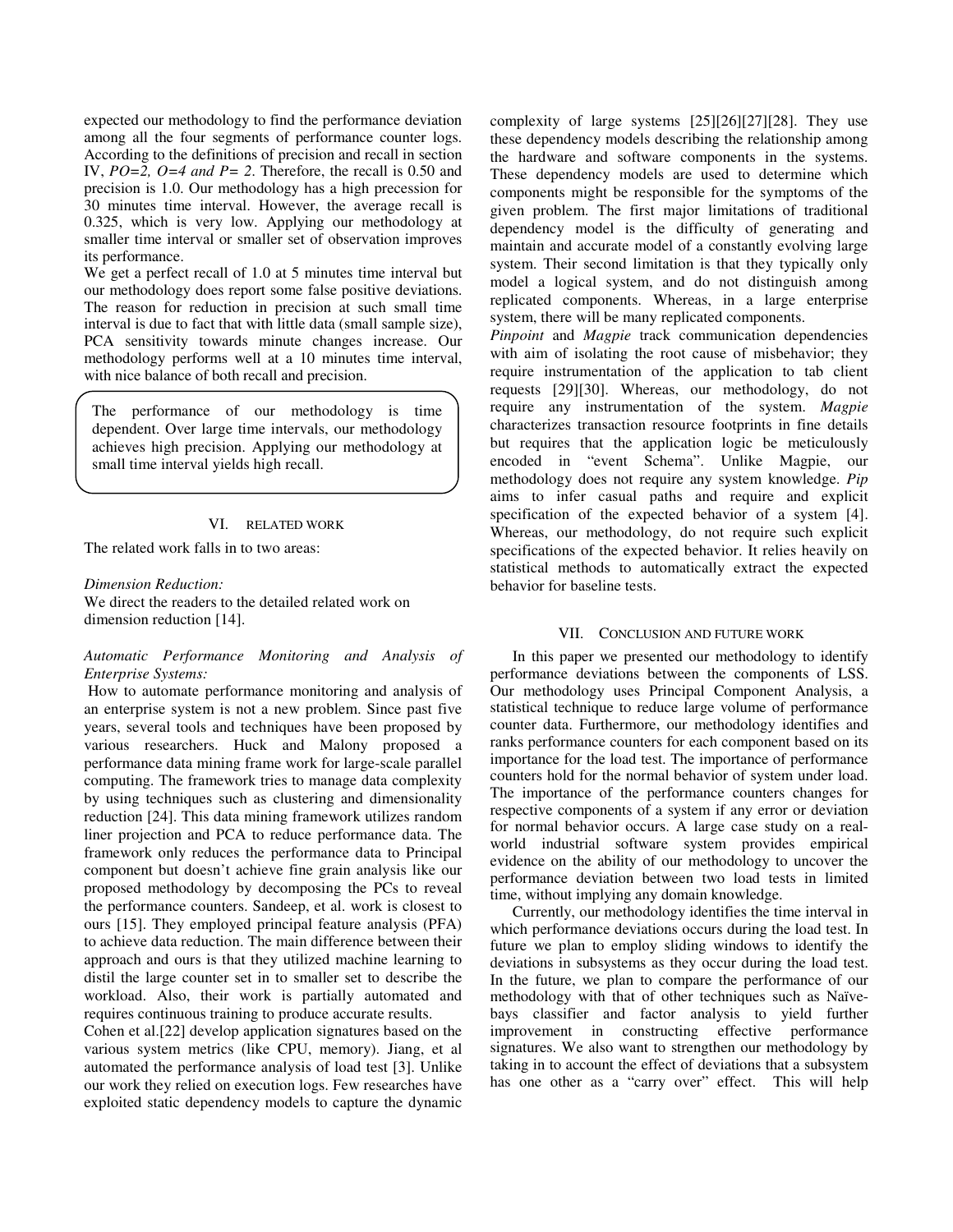expected our methodology to find the performance deviation among all the four segments of performance counter logs. According to the definitions of precision and recall in section IV, *PO=2, O=4 and P= 2*. Therefore, the recall is 0.50 and precision is 1.0. Our methodology has a high precession for 30 minutes time interval. However, the average recall is 0.325, which is very low. Applying our methodology at smaller time interval or smaller set of observation improves its performance.

We get a perfect recall of 1.0 at 5 minutes time interval but our methodology does report some false positive deviations. The reason for reduction in precision at such small time interval is due to fact that with little data (small sample size), PCA sensitivity towards minute changes increase. Our methodology performs well at a 10 minutes time interval, with nice balance of both recall and precision.

> The performance of our methodology is time dependent. Over large time intervals, our methodology achieves high precision. Applying our methodology at small time interval yields high recall.

## VI. Related Work

The related work falls in to two areas:

*Dimension Reduction:*

We direct the readers to the detailed related work on dimension reduction [14].

*Automatic Performance Monitoring and Analysis of Enterprise Systems:*

How to automate performance monitoring and analysis of an enterprise system is not a new problem. Since past five years, several tools and techniques have been proposed by various researchers. Huck and Malony proposed a performance data mining frame work for large-scale parallel computing. The framework tries to manage data complexity by using techniques such as clustering and dimensionality reduction [24]. This data mining framework utilizes random liner projection and PCA to reduce performance data. The framework only reduces the performance data to Principal component but doesn't achieve fine grain analysis like our proposed methodology by decomposing the PCs to reveal the performance counters. Sandeep, et al. work is closest to ours [15]. They employed principal feature analysis (PFA) to achieve data reduction. The main difference between their approach and ours is that they utilized machine learning to distil the large counter set in to smaller set to describe the workload. Also, their work is partially automated and requires continuous training to produce accurate results.

Cohen et al.[22] develop application signatures based on the various system metrics (like CPU, memory). Jiang, et al automated the performance analysis of load test [3]. Unlike our work they relied on execution logs. Few researches have exploited static dependency models to capture the dynamic complexity of large systems [25][26][27][28]. They use these dependency models describing the relationship among the hardware and software components in the systems. These dependency models are used to determine which components might be responsible for the symptoms of the given problem. The first major limitations of traditional dependency model is the difficulty of generating and maintain and accurate model of a constantly evolving large system. Their second limitation is that they typically only model a logical system, and do not distinguish among replicated components. Whereas, in a large enterprise system, there will be many replicated components.

*Pinpoint* and *Magpie* track communication dependencies with aim of isolating the root cause of misbehavior; they require instrumentation of the application to tab client requests [29][30]. Whereas, our methodology, do not require any instrumentation of the system. *Magpie* characterizes transaction resource footprints in fine details but requires that the application logic be meticulously encoded in "event Schema". Unlike Magpie, our methodology does not require any system knowledge. *Pip* aims to infer casual paths and require and explicit specification of the expected behavior of a system [4]. Whereas, our methodology, do not require such explicit specifications of the expected behavior. It relies heavily on statistical methods to automatically extract the expected behavior for baseline tests.

## VII. Conclusion and Future Work

In this paper we presented our methodology to identify performance deviations between the components of LSS. Our methodology uses Principal Component Analysis, a statistical technique to reduce large volume of performance counter data. Furthermore, our methodology identifies and ranks performance counters for each component based on its importance for the load test. The importance of performance counters hold for the normal behavior of system under load. The importance of the performance counters changes for respective components of a system if any error or deviation for normal behavior occurs. A large case study on a real-world industrial software system provides empirical evidence on the ability of our methodology to uncover the performance deviation between two load tests in limited time, without implying any domain knowledge.

Currently, our methodology identifies the time interval in which performance deviations occurs during the load test. In future we plan to employ sliding windows to identify the deviations in subsystems as they occur during the load test. In the future, we plan to compare the performance of our methodology with that of other techniques such as Naïve-bays classifier and factor analysis to yield further improvement in constructing effective performance signatures. We also want to strengthen our methodology by taking in to account the effect of deviations that a subsystem has one other as a "carry over" effect. This will help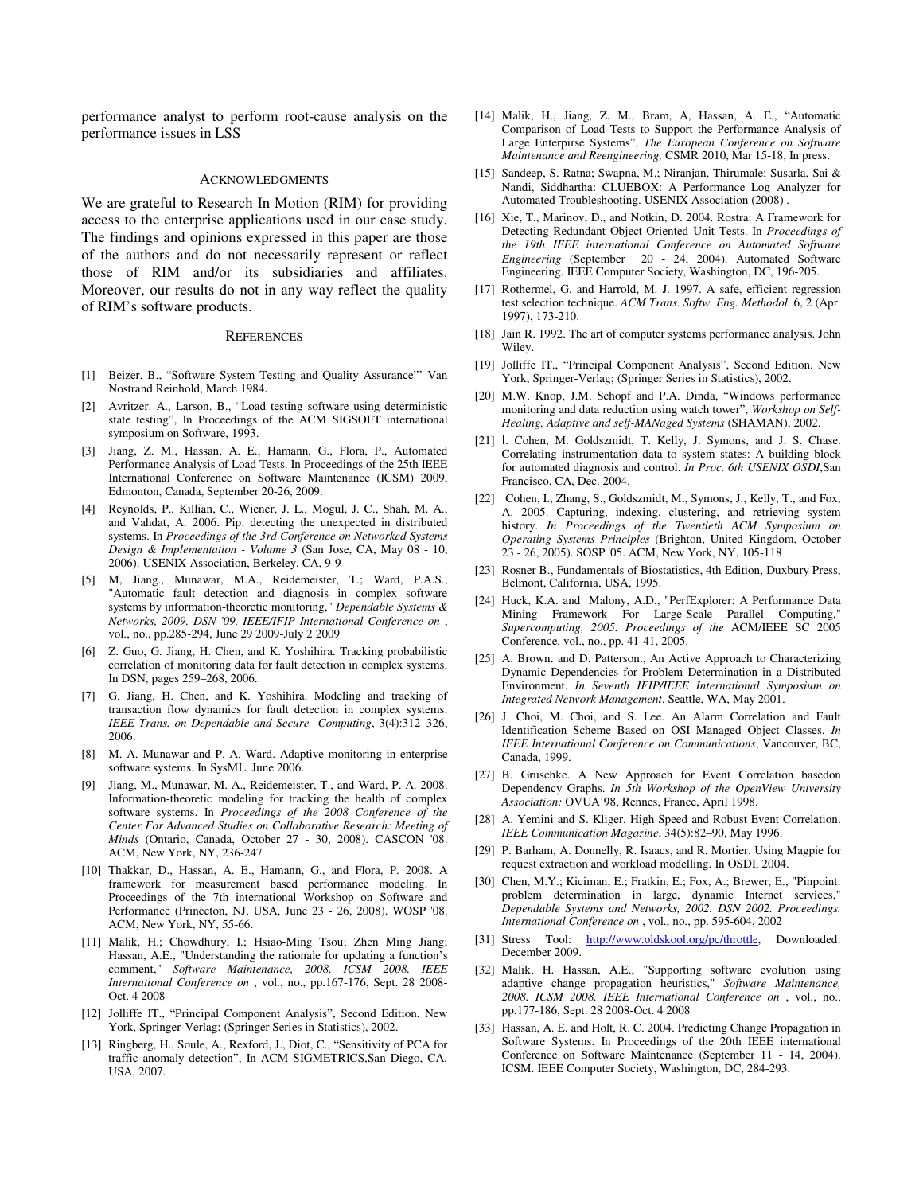performance analyst to perform root-cause analysis on the performance issues in LSS

## ACKNOWLEDGMENTS

We are grateful to Research In Motion (RIM) for providing access to the enterprise applications used in our case study. The findings and opinions expressed in this paper are those of the authors and do not necessarily represent or reflect those of RIM and/or its subsidiaries and affiliates. Moreover, our results do not in any way reflect the quality of RIM's software products.

## REFERENCES

[1] Beizer. B., "Software System Testing and Quality Assurance"' Van Nostrand Reinhold, March 1984.

[2] Avritzer. A., Larson. B., "Load testing software using deterministic state testing", In Proceedings of the ACM SIGSOFT international symposium on Software, 1993.

[3] Jiang, Z. M., Hassan, A. E., Hamann, G., Flora, P., Automated Performance Analysis of Load Tests. In Proceedings of the 25th IEEE International Conference on Software Maintenance (ICSM) 2009, Edmonton, Canada, September 20-26, 2009.

[4] Reynolds, P., Killian, C., Wiener, J. L., Mogul, J. C., Shah, M. A., and Vahdat, A. 2006. Pip: detecting the unexpected in distributed systems. In *Proceedings of the 3rd Conference on Networked Systems Design & Implementation - Volume 3* (San Jose, CA, May 08 - 10, 2006). USENIX Association, Berkeley, CA, 9-9

[5] M, Jiang., Munawar, M.A., Reidemeister, T.; Ward, P.A.S., "Automatic fault detection and diagnosis in complex software systems by information-theoretic monitoring," *Dependable Systems & Networks, 2009. DSN '09. IEEE/IFIP International Conference on* , vol., no., pp.285-294, June 29 2009-July 2 2009

[6] Z. Guo, G. Jiang, H. Chen, and K. Yoshihira. Tracking probabilistic correlation of monitoring data for fault detection in complex systems. In DSN, pages 259–268, 2006.

[7] G. Jiang, H. Chen, and K. Yoshihira. Modeling and tracking of transaction flow dynamics for fault detection in complex systems. *IEEE Trans. on Dependable and Secure Computing*, 3(4):312–326, 2006.

[8] M. A. Munawar and P. A. Ward. Adaptive monitoring in enterprise software systems. In SysML, June 2006.

[9] Jiang, M., Munawar, M. A., Reidemeister, T., and Ward, P. A. 2008. Information-theoretic modeling for tracking the health of complex software systems. In *Proceedings of the 2008 Conference of the Center For Advanced Studies on Collaborative Research: Meeting of Minds* (Ontario, Canada, October 27 - 30, 2008). CASCON '08. ACM, New York, NY, 236-247

[10] Thakkar, D., Hassan, A. E., Hamann, G., and Flora, P. 2008. A framework for measurement based performance modeling. In Proceedings of the 7th international Workshop on Software and Performance (Princeton, NJ, USA, June 23 - 26, 2008). WOSP '08. ACM, New York, NY, 55-66.

[11] Malik, H.; Chowdhury, I.; Hsiao-Ming Tsou; Zhen Ming Jiang; Hassan, A.E., "Understanding the rationale for updating a function's comment," *Software Maintenance, 2008. ICSM 2008. IEEE International Conference on* , vol., no., pp.167-176, Sept. 28 2008-Oct. 4 2008

[12] Jolliffe IT., "Principal Component Analysis", Second Edition. New York, Springer-Verlag; (Springer Series in Statistics), 2002.

[13] Ringberg, H., Soule, A., Rexford, J., Diot, C., "Sensitivity of PCA for traffic anomaly detection", In ACM SIGMETRICS,San Diego, CA, USA, 2007.

[14] Malik, H., Jiang, Z. M., Bram, A, Hassan, A. E., "Automatic Comparison of Load Tests to Support the Performance Analysis of Large Enterpirse Systems", *The European Conference on Software Maintenance and Reengineering,* CSMR 2010, Mar 15-18, In press.

[15] Sandeep, S. Ratna; Swapna, M.; Niranjan, Thirumale; Susarla, Sai & Nandi, Siddhartha: CLUEBOX: A Performance Log Analyzer for Automated Troubleshooting. USENIX Association (2008) .

[16] Xie, T., Marinov, D., and Notkin, D. 2004. Rostra: A Framework for Detecting Redundant Object-Oriented Unit Tests. In *Proceedings of the 19th IEEE international Conference on Automated Software Engineering* (September 20 - 24, 2004). Automated Software Engineering. IEEE Computer Society, Washington, DC, 196-205.

[17] Rothermel, G. and Harrold, M. J. 1997. A safe, efficient regression test selection technique. *ACM Trans. Softw. Eng. Methodol.* 6, 2 (Apr. 1997), 173-210.

[18] Jain R. 1992. The art of computer systems performance analysis. John Wiley.

[19] Jolliffe IT., "Principal Component Analysis", Second Edition. New York, Springer-Verlag; (Springer Series in Statistics), 2002.

[20] M.W. Knop, J.M. Schopf and P.A. Dinda, "Windows performance monitoring and data reduction using watch tower", *Workshop on Self-Healing, Adaptive and self-MANaged Systems* (SHAMAN), 2002.

[21] I. Cohen, M. Goldszmidt, T. Kelly, J. Symons, and J. S. Chase. Correlating instrumentation data to system states: A building block for automated diagnosis and control. *In Proc. 6th USENIX OSDI*,San Francisco, CA, Dec. 2004.

[22] Cohen, I., Zhang, S., Goldszmidt, M., Symons, J., Kelly, T., and Fox, A. 2005. Capturing, indexing, clustering, and retrieving system history. *In Proceedings of the Twentieth ACM Symposium on Operating Systems Principles* (Brighton, United Kingdom, October 23 - 26, 2005). SOSP '05. ACM, New York, NY, 105-118

[23] Rosner B., Fundamentals of Biostatistics, 4th Edition, Duxbury Press, Belmont, California, USA, 1995.

[24] Huck, K.A. and Malony, A.D., "PerfExplorer: A Performance Data Mining Framework For Large-Scale Parallel Computing," *Supercomputing, 2005. Proceedings of the* ACM/IEEE SC 2005 Conference, vol., no., pp. 41-41, 2005.

[25] A. Brown. and D. Patterson., An Active Approach to Characterizing Dynamic Dependencies for Problem Determination in a Distributed Environment. *In Seventh IFIP/IEEE International Symposium on Integrated Network Management*, Seattle, WA, May 2001.

[26] J. Choi, M. Choi, and S. Lee. An Alarm Correlation and Fault Identification Scheme Based on OSI Managed Object Classes. *In IEEE International Conference on Communications*, Vancouver, BC, Canada, 1999.

[27] B. Gruschke. A New Approach for Event Correlation basedon Dependency Graphs. *In 5th Workshop of the OpenView University Association:* OVUA'98, Rennes, France, April 1998.

[28] A. Yemini and S. Kliger. High Speed and Robust Event Correlation. *IEEE Communication Magazine*, 34(5):82–90, May 1996.

[29] P. Barham, A. Donnelly, R. Isaacs, and R. Mortier. Using Magpie for request extraction and workload modelling. In OSDI, 2004.

[30] Chen, M.Y.; Kiciman, E.; Fratkin, E.; Fox, A.; Brewer, E., "Pinpoint: problem determination in large, dynamic Internet services," *Dependable Systems and Networks, 2002. DSN 2002. Proceedings. International Conference on* , vol., no., pp. 595-604, 2002

[31] Stress Tool: http://www.oldskool.org/pc/throttle, Downloaded: December 2009.

[32] Malik, H. Hassan, A.E., "Supporting software evolution using adaptive change propagation heuristics," *Software Maintenance, 2008. ICSM 2008. IEEE International Conference on* , vol., no., pp.177-186, Sept. 28 2008-Oct. 4 2008

[33] Hassan, A. E. and Holt, R. C. 2004. Predicting Change Propagation in Software Systems. In Proceedings of the 20th IEEE international Conference on Software Maintenance (September 11 - 14, 2004). ICSM. IEEE Computer Society, Washington, DC, 284-293.